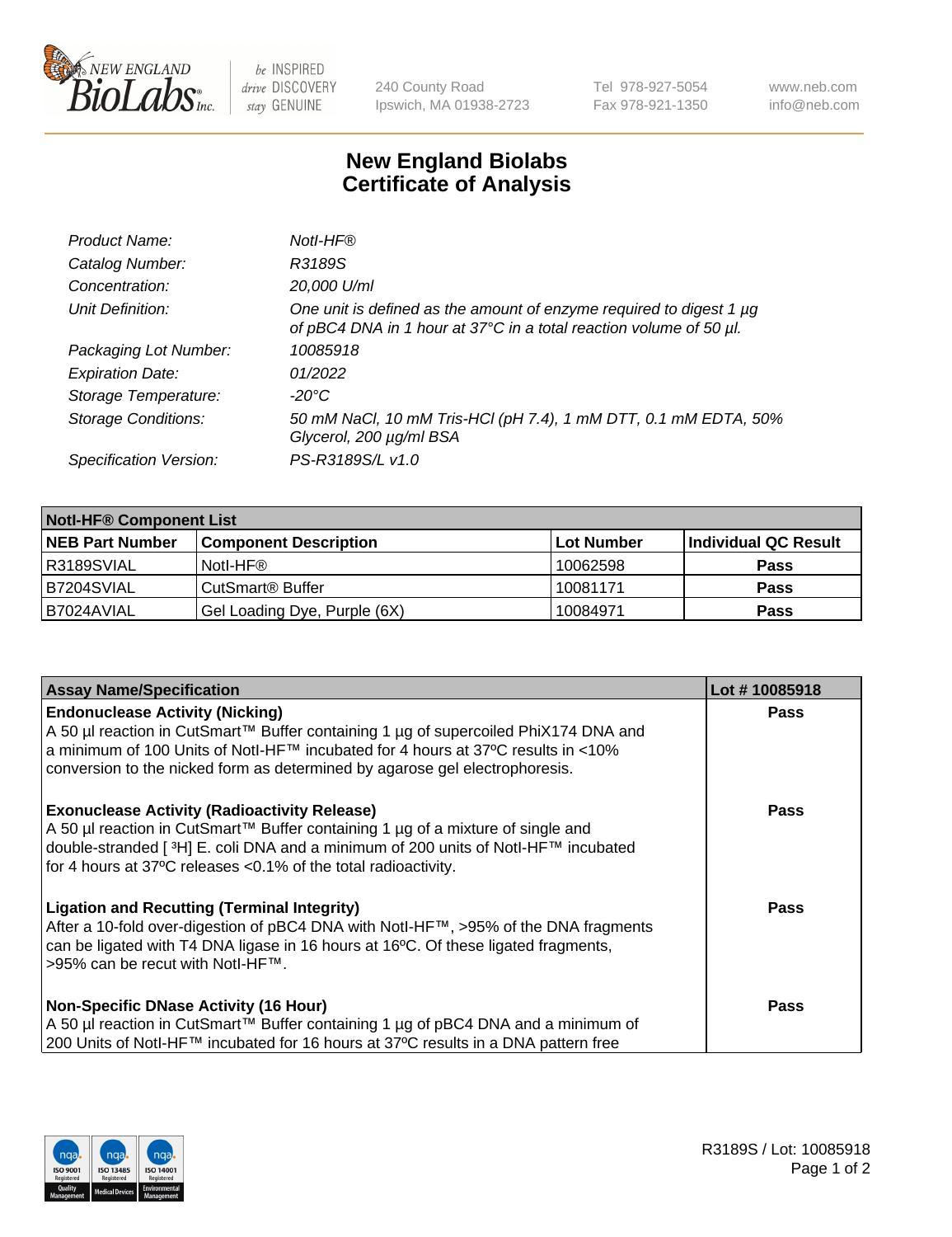New England Biolabs Inc. — be INSPIRED drive DISCOVERY stay GENUINE

240 County Road, Ipswich, MA 01938-2723 | Tel 978-927-5054 | Fax 978-921-1350 | www.neb.com | info@neb.com

# New England Biolabs Certificate of Analysis

| | |
|---|---|
| *Product Name:* | *NotI-HF®* |
| *Catalog Number:* | *R3189S* |
| *Concentration:* | *20,000 U/ml* |
| *Unit Definition:* | *One unit is defined as the amount of enzyme required to digest 1 µg of pBC4 DNA in 1 hour at 37°C in a total reaction volume of 50 µl.* |
| *Packaging Lot Number:* | *10085918* |
| *Expiration Date:* | *01/2022* |
| *Storage Temperature:* | *-20°C* |
| *Storage Conditions:* | *50 mM NaCl, 10 mM Tris-HCl (pH 7.4), 1 mM DTT, 0.1 mM EDTA, 50% Glycerol, 200 µg/ml BSA* |
| *Specification Version:* | *PS-R3189S/L v1.0* |

| **NotI-HF® Component List** | | | |
|---|---|---|---|
| **NEB Part Number** | **Component Description** | **Lot Number** | **Individual QC Result** |
| R3189SVIAL | NotI-HF® | 10062598 | **Pass** |
| B7204SVIAL | CutSmart® Buffer | 10081171 | **Pass** |
| B7024AVIAL | Gel Loading Dye, Purple (6X) | 10084971 | **Pass** |

| **Assay Name/Specification** | **Lot # 10085918** |
|---|---|
| **Endonuclease Activity (Nicking)**<br>A 50 µl reaction in CutSmart™ Buffer containing 1 µg of supercoiled PhiX174 DNA and a minimum of 100 Units of NotI-HF™ incubated for 4 hours at 37ºC results in <10% conversion to the nicked form as determined by agarose gel electrophoresis. | **Pass** |
| **Exonuclease Activity (Radioactivity Release)**<br>A 50 µl reaction in CutSmart™ Buffer containing 1 µg of a mixture of single and double-stranded [$^{3}$H] E. coli DNA and a minimum of 200 units of NotI-HF™ incubated for 4 hours at 37ºC releases <0.1% of the total radioactivity. | **Pass** |
| **Ligation and Recutting (Terminal Integrity)**<br>After a 10-fold over-digestion of pBC4 DNA with NotI-HF™, >95% of the DNA fragments can be ligated with T4 DNA ligase in 16 hours at 16ºC. Of these ligated fragments, >95% can be recut with NotI-HF™. | **Pass** |
| **Non-Specific DNase Activity (16 Hour)**<br>A 50 µl reaction in CutSmart™ Buffer containing 1 µg of pBC4 DNA and a minimum of 200 Units of NotI-HF™ incubated for 16 hours at 37ºC results in a DNA pattern free | **Pass** |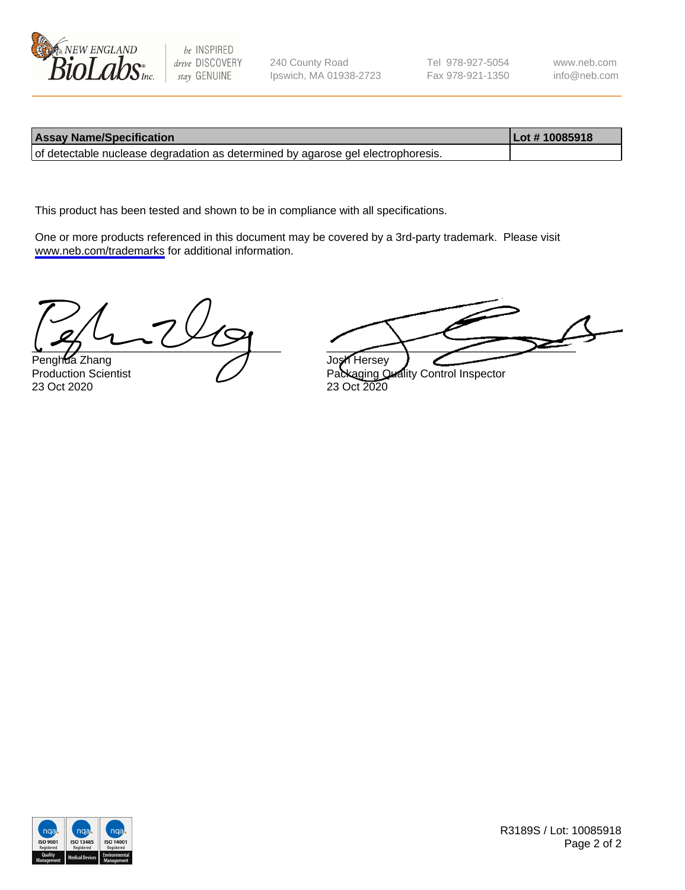| Assay Name/Specification | Lot # 10085918 |
| --- | --- |
| of detectable nuclease degradation as determined by agarose gel electrophoresis. | |

This product has been tested and shown to be in compliance with all specifications.

One or more products referenced in this document may be covered by a 3rd-party trademark. Please visit www.neb.com/trademarks for additional information.

Penghua Zhang
Production Scientist
23 Oct 2020

Josh Hersey
Packaging Quality Control Inspector
23 Oct 2020

R3189S / Lot: 10085918